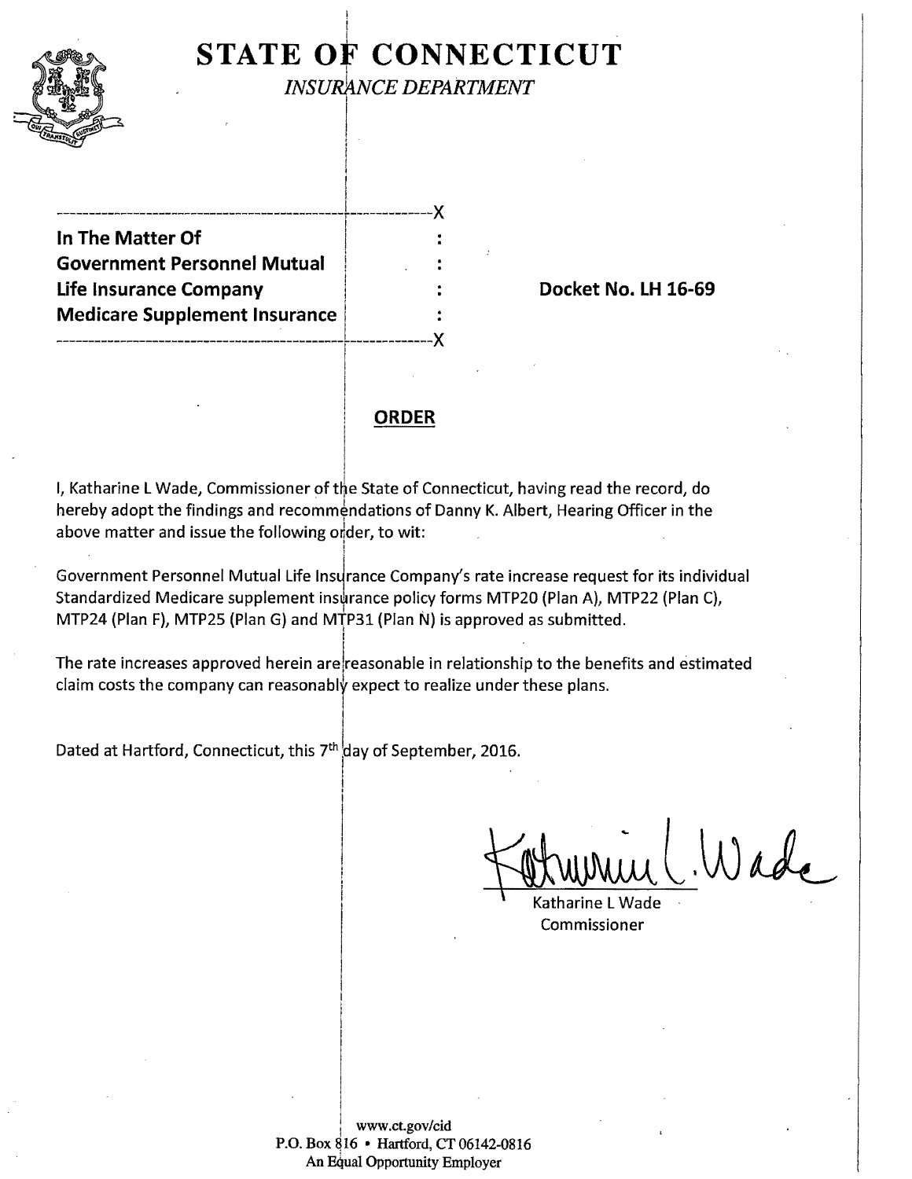# STATE OF CONNECTICUT

*INSURANCE DEPARTMENT*

---

**In The Matter Of**
**Government Personnel Mutual**
**Life Insurance Company**
**Medicare Supplement Insurance**

---

**Docket No. LH 16-69**

## ORDER

I, Katharine L Wade, Commissioner of the State of Connecticut, having read the record, do hereby adopt the findings and recommendations of Danny K. Albert, Hearing Officer in the above matter and issue the following order, to wit:

Government Personnel Mutual Life Insurance Company's rate increase request for its individual Standardized Medicare supplement insurance policy forms MTP20 (Plan A), MTP22 (Plan C), MTP24 (Plan F), MTP25 (Plan G) and MTP31 (Plan N) is approved as submitted.

The rate increases approved herein are reasonable in relationship to the benefits and estimated claim costs the company can reasonably expect to realize under these plans.

Dated at Hartford, Connecticut, this 7th day of September, 2016.

Katharine L Wade
Commissioner

www.ct.gov/cid
P.O. Box 816 • Hartford, CT 06142-0816
An Equal Opportunity Employer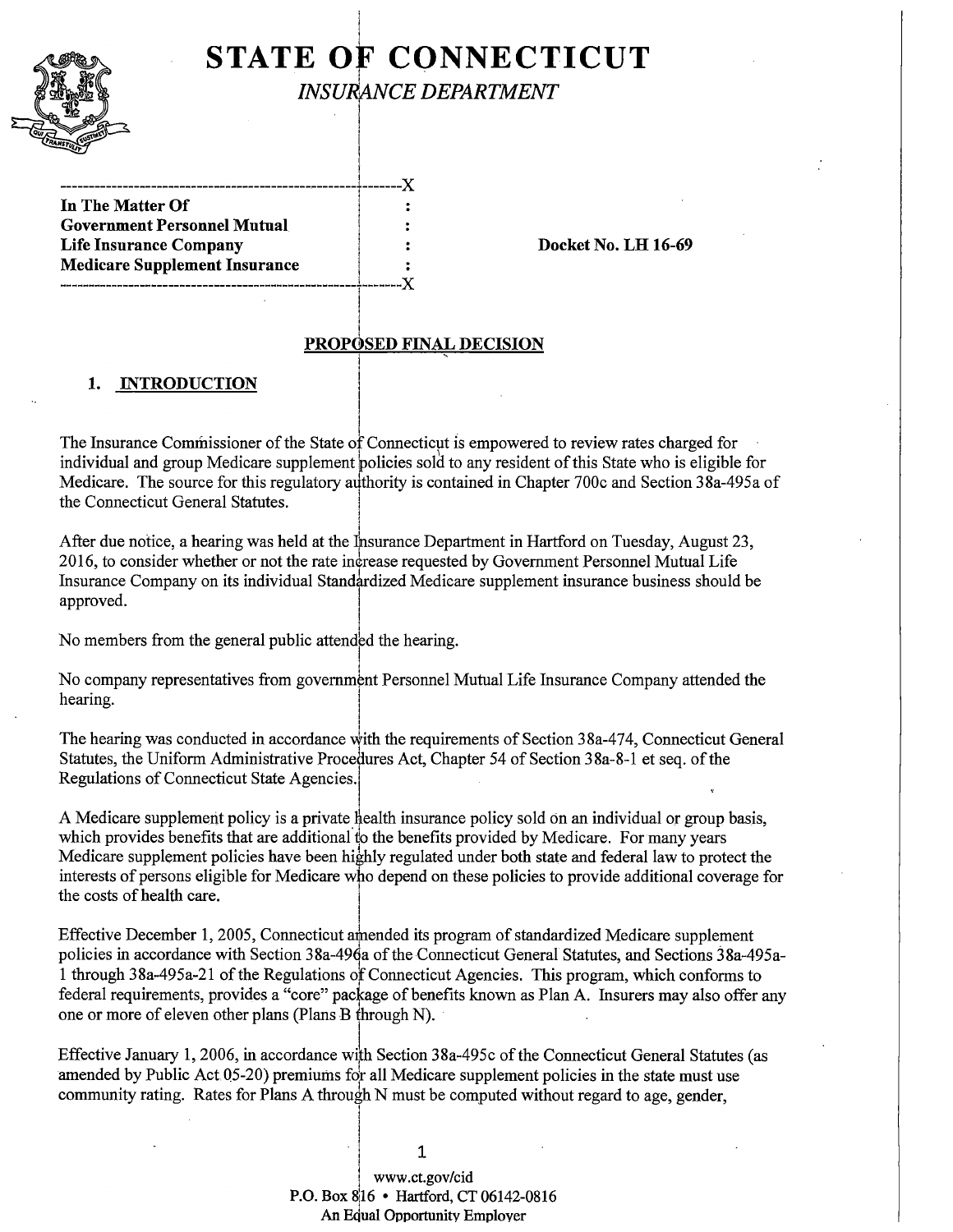# STATE OF CONNECTICUT

*INSURANCE DEPARTMENT*

| | | |
|---|---|---|
| **In The Matter Of** | : | |
| **Government Personnel Mutual** | : | |
| **Life Insurance Company** | : | **Docket No. LH 16-69** |
| **Medicare Supplement Insurance** | : | |

## PROPOSED FINAL DECISION

### 1. INTRODUCTION

The Insurance Commissioner of the State of Connecticut is empowered to review rates charged for individual and group Medicare supplement policies sold to any resident of this State who is eligible for Medicare. The source for this regulatory authority is contained in Chapter 700c and Section 38a-495a of the Connecticut General Statutes.

After due notice, a hearing was held at the Insurance Department in Hartford on Tuesday, August 23, 2016, to consider whether or not the rate increase requested by Government Personnel Mutual Life Insurance Company on its individual Standardized Medicare supplement insurance business should be approved.

No members from the general public attended the hearing.

No company representatives from government Personnel Mutual Life Insurance Company attended the hearing.

The hearing was conducted in accordance with the requirements of Section 38a-474, Connecticut General Statutes, the Uniform Administrative Procedures Act, Chapter 54 of Section 38a-8-1 et seq. of the Regulations of Connecticut State Agencies.

A Medicare supplement policy is a private health insurance policy sold on an individual or group basis, which provides benefits that are additional to the benefits provided by Medicare. For many years Medicare supplement policies have been highly regulated under both state and federal law to protect the interests of persons eligible for Medicare who depend on these policies to provide additional coverage for the costs of health care.

Effective December 1, 2005, Connecticut amended its program of standardized Medicare supplement policies in accordance with Section 38a-496a of the Connecticut General Statutes, and Sections 38a-495a-1 through 38a-495a-21 of the Regulations of Connecticut Agencies. This program, which conforms to federal requirements, provides a "core" package of benefits known as Plan A. Insurers may also offer any one or more of eleven other plans (Plans B through N).

Effective January 1, 2006, in accordance with Section 38a-495c of the Connecticut General Statutes (as amended by Public Act 05-20) premiums for all Medicare supplement policies in the state must use community rating. Rates for Plans A through N must be computed without regard to age, gender,

www.ct.gov/cid
P.O. Box 816 • Hartford, CT 06142-0816
An Equal Opportunity Employer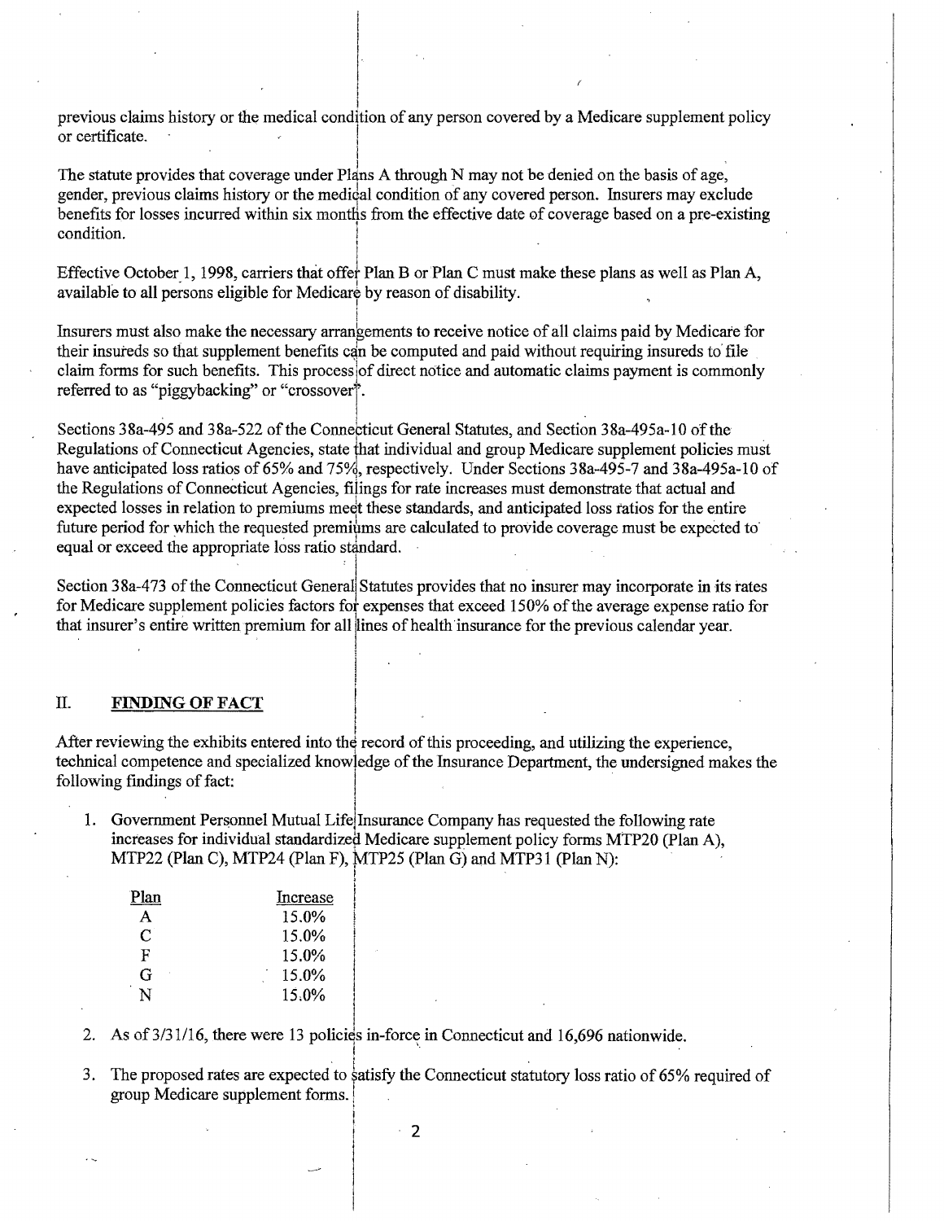previous claims history or the medical condition of any person covered by a Medicare supplement policy or certificate.

The statute provides that coverage under Plans A through N may not be denied on the basis of age, gender, previous claims history or the medical condition of any covered person. Insurers may exclude benefits for losses incurred within six months from the effective date of coverage based on a pre-existing condition.

Effective October 1, 1998, carriers that offer Plan B or Plan C must make these plans as well as Plan A, available to all persons eligible for Medicare by reason of disability.

Insurers must also make the necessary arrangements to receive notice of all claims paid by Medicare for their insureds so that supplement benefits can be computed and paid without requiring insureds to file claim forms for such benefits. This process of direct notice and automatic claims payment is commonly referred to as "piggybacking" or "crossover".

Sections 38a-495 and 38a-522 of the Connecticut General Statutes, and Section 38a-495a-10 of the Regulations of Connecticut Agencies, state that individual and group Medicare supplement policies must have anticipated loss ratios of 65% and 75%, respectively. Under Sections 38a-495-7 and 38a-495a-10 of the Regulations of Connecticut Agencies, filings for rate increases must demonstrate that actual and expected losses in relation to premiums meet these standards, and anticipated loss ratios for the entire future period for which the requested premiums are calculated to provide coverage must be expected to equal or exceed the appropriate loss ratio standard.

Section 38a-473 of the Connecticut General Statutes provides that no insurer may incorporate in its rates for Medicare supplement policies factors for expenses that exceed 150% of the average expense ratio for that insurer's entire written premium for all lines of health insurance for the previous calendar year.

## II. FINDING OF FACT

After reviewing the exhibits entered into the record of this proceeding, and utilizing the experience, technical competence and specialized knowledge of the Insurance Department, the undersigned makes the following findings of fact:

1. Government Personnel Mutual Life Insurance Company has requested the following rate increases for individual standardized Medicare supplement policy forms MTP20 (Plan A), MTP22 (Plan C), MTP24 (Plan F), MTP25 (Plan G) and MTP31 (Plan N):

| Plan | Increase |
|---|---|
| A | 15.0% |
| C | 15.0% |
| F | 15.0% |
| G | 15.0% |
| N | 15.0% |

2. As of 3/31/16, there were 13 policies in-force in Connecticut and 16,696 nationwide.

3. The proposed rates are expected to satisfy the Connecticut statutory loss ratio of 65% required of group Medicare supplement forms.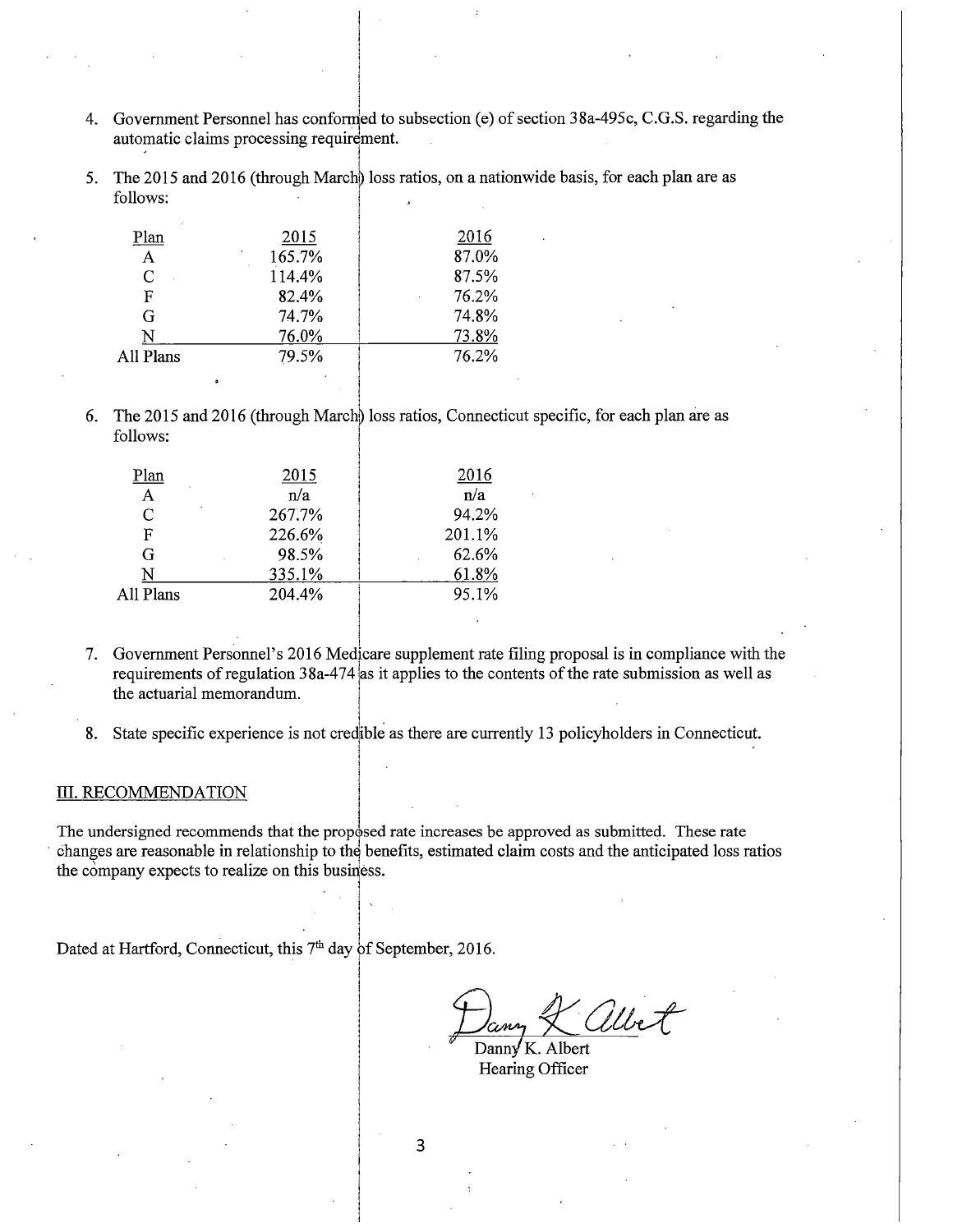4. Government Personnel has conformed to subsection (e) of section 38a-495c, C.G.S. regarding the automatic claims processing requirement.

5. The 2015 and 2016 (through March) loss ratios, on a nationwide basis, for each plan are as follows:

| Plan | 2015 | 2016 |
|---|---|---|
| A | 165.7% | 87.0% |
| C | 114.4% | 87.5% |
| F | 82.4% | 76.2% |
| G | 74.7% | 74.8% |
| N | 76.0% | 73.8% |
| All Plans | 79.5% | 76.2% |

6. The 2015 and 2016 (through March) loss ratios, Connecticut specific, for each plan are as follows:

| Plan | 2015 | 2016 |
|---|---|---|
| A | n/a | n/a |
| C | 267.7% | 94.2% |
| F | 226.6% | 201.1% |
| G | 98.5% | 62.6% |
| N | 335.1% | 61.8% |
| All Plans | 204.4% | 95.1% |

7. Government Personnel's 2016 Medicare supplement rate filing proposal is in compliance with the requirements of regulation 38a-474 as it applies to the contents of the rate submission as well as the actuarial memorandum.

8. State specific experience is not credible as there are currently 13 policyholders in Connecticut.

## III. RECOMMENDATION

The undersigned recommends that the proposed rate increases be approved as submitted. These rate changes are reasonable in relationship to the benefits, estimated claim costs and the anticipated loss ratios the company expects to realize on this business.

Dated at Hartford, Connecticut, this 7th day of September, 2016.

Danny K. Albert
Hearing Officer